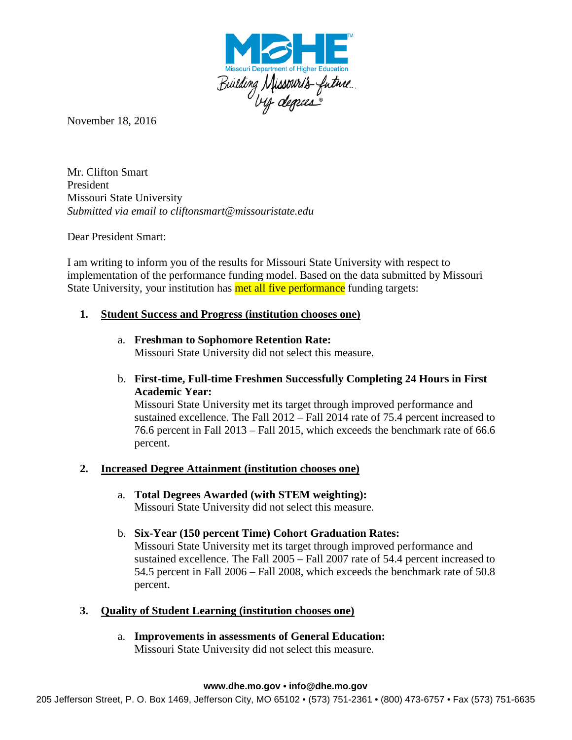MDHE

Missouri Department of Higher Education

Building Missouri's future... by degrees

November 18, 2016

Mr. Clifton Smart
President
Missouri State University
*Submitted via email to cliftonsmart@missouristate.edu*

Dear President Smart:

I am writing to inform you of the results for Missouri State University with respect to implementation of the performance funding model. Based on the data submitted by Missouri State University, your institution has met all five performance funding targets:

1. **Student Success and Progress (institution chooses one)**

   a. **Freshman to Sophomore Retention Rate:**
   Missouri State University did not select this measure.

   b. **First-time, Full-time Freshmen Successfully Completing 24 Hours in First Academic Year:**
   Missouri State University met its target through improved performance and sustained excellence. The Fall 2012 – Fall 2014 rate of 75.4 percent increased to 76.6 percent in Fall 2013 – Fall 2015, which exceeds the benchmark rate of 66.6 percent.

2. **Increased Degree Attainment (institution chooses one)**

   a. **Total Degrees Awarded (with STEM weighting):**
   Missouri State University did not select this measure.

   b. **Six-Year (150 percent Time) Cohort Graduation Rates:**
   Missouri State University met its target through improved performance and sustained excellence. The Fall 2005 – Fall 2007 rate of 54.4 percent increased to 54.5 percent in Fall 2006 – Fall 2008, which exceeds the benchmark rate of 50.8 percent.

3. **Quality of Student Learning (institution chooses one)**

   a. **Improvements in assessments of General Education:**
   Missouri State University did not select this measure.

**www.dhe.mo.gov • info@dhe.mo.gov**

205 Jefferson Street, P. O. Box 1469, Jefferson City, MO 65102 • (573) 751-2361 • (800) 473-6757 • Fax (573) 751-6635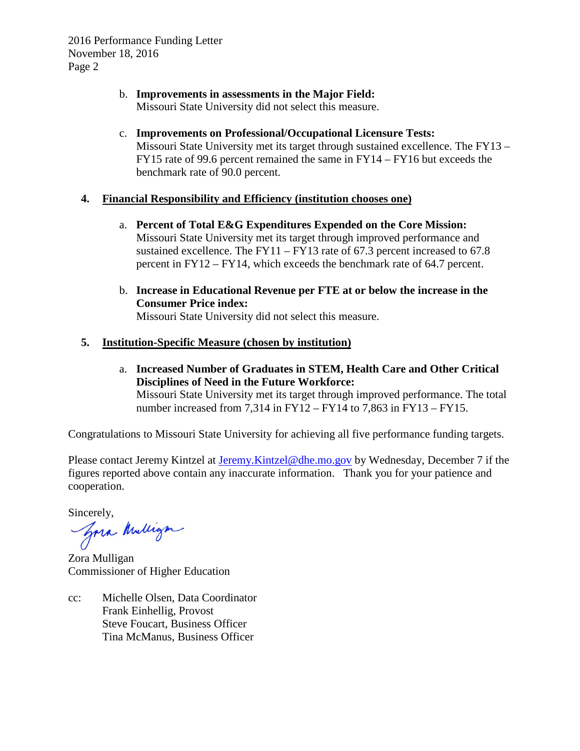b. **Improvements in assessments in the Major Field:**
   Missouri State University did not select this measure.

c. **Improvements on Professional/Occupational Licensure Tests:**
   Missouri State University met its target through sustained excellence. The FY13 – FY15 rate of 99.6 percent remained the same in FY14 – FY16 but exceeds the benchmark rate of 90.0 percent.

**4. Financial Responsibility and Efficiency (institution chooses one)**

a. **Percent of Total E&G Expenditures Expended on the Core Mission:**
   Missouri State University met its target through improved performance and sustained excellence. The FY11 – FY13 rate of 67.3 percent increased to 67.8 percent in FY12 – FY14, which exceeds the benchmark rate of 64.7 percent.

b. **Increase in Educational Revenue per FTE at or below the increase in the Consumer Price index:**
   Missouri State University did not select this measure.

**5. Institution-Specific Measure (chosen by institution)**

a. **Increased Number of Graduates in STEM, Health Care and Other Critical Disciplines of Need in the Future Workforce:**
   Missouri State University met its target through improved performance. The total number increased from 7,314 in FY12 – FY14 to 7,863 in FY13 – FY15.

Congratulations to Missouri State University for achieving all five performance funding targets.

Please contact Jeremy Kintzel at Jeremy.Kintzel@dhe.mo.gov by Wednesday, December 7 if the figures reported above contain any inaccurate information. Thank you for your patience and cooperation.

Sincerely,

Zora Mulligan
Commissioner of Higher Education

cc: Michelle Olsen, Data Coordinator
Frank Einhellig, Provost
Steve Foucart, Business Officer
Tina McManus, Business Officer